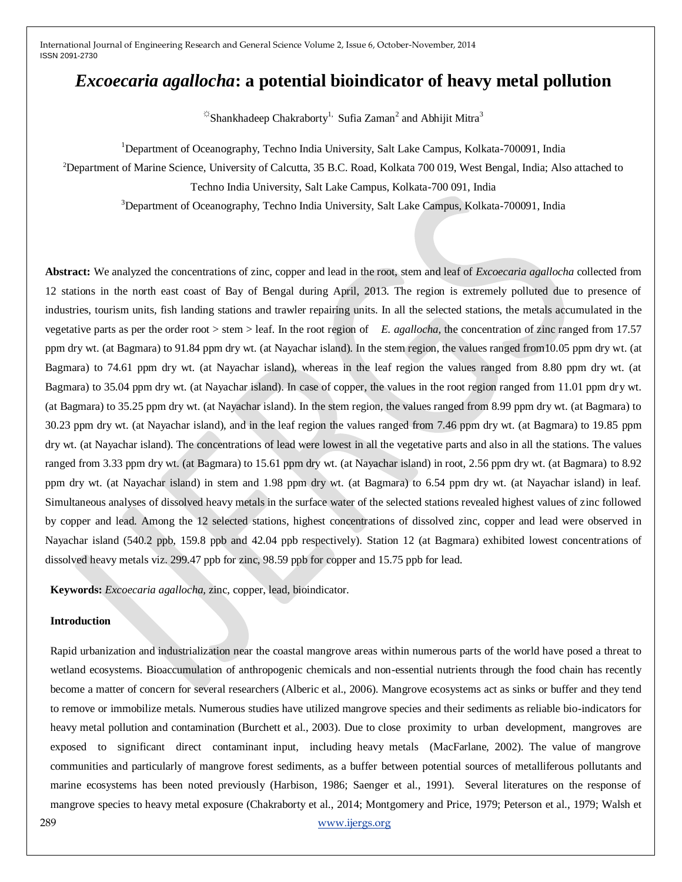# *Excoecaria agallocha*: a potential bioindicator of heavy metal pollution

☼Shankhadeep Chakraborty[1], Sufia Zaman[2] and Abhijit Mitra[3]

[1]Department of Oceanography, Techno India University, Salt Lake Campus, Kolkata-700091, India

[2]Department of Marine Science, University of Calcutta, 35 B.C. Road, Kolkata 700 019, West Bengal, India; Also attached to Techno India University, Salt Lake Campus, Kolkata-700 091, India

[3]Department of Oceanography, Techno India University, Salt Lake Campus, Kolkata-700091, India

**Abstract:** We analyzed the concentrations of zinc, copper and lead in the root, stem and leaf of *Excoecaria agallocha* collected from 12 stations in the north east coast of Bay of Bengal during April, 2013. The region is extremely polluted due to presence of industries, tourism units, fish landing stations and trawler repairing units. In all the selected stations, the metals accumulated in the vegetative parts as per the order root > stem > leaf. In the root region of *E. agallocha,* the concentration of zinc ranged from 17.57 ppm dry wt. (at Bagmara) to 91.84 ppm dry wt. (at Nayachar island). In the stem region, the values ranged from10.05 ppm dry wt. (at Bagmara) to 74.61 ppm dry wt. (at Nayachar island), whereas in the leaf region the values ranged from 8.80 ppm dry wt. (at Bagmara) to 35.04 ppm dry wt. (at Nayachar island). In case of copper, the values in the root region ranged from 11.01 ppm dry wt. (at Bagmara) to 35.25 ppm dry wt. (at Nayachar island). In the stem region, the values ranged from 8.99 ppm dry wt. (at Bagmara) to 30.23 ppm dry wt. (at Nayachar island), and in the leaf region the values ranged from 7.46 ppm dry wt. (at Bagmara) to 19.85 ppm dry wt. (at Nayachar island). The concentrations of lead were lowest in all the vegetative parts and also in all the stations. The values ranged from 3.33 ppm dry wt. (at Bagmara) to 15.61 ppm dry wt. (at Nayachar island) in root, 2.56 ppm dry wt. (at Bagmara) to 8.92 ppm dry wt. (at Nayachar island) in stem and 1.98 ppm dry wt. (at Bagmara) to 6.54 ppm dry wt. (at Nayachar island) in leaf. Simultaneous analyses of dissolved heavy metals in the surface water of the selected stations revealed highest values of zinc followed by copper and lead. Among the 12 selected stations, highest concentrations of dissolved zinc, copper and lead were observed in Nayachar island (540.2 ppb, 159.8 ppb and 42.04 ppb respectively). Station 12 (at Bagmara) exhibited lowest concentrations of dissolved heavy metals viz. 299.47 ppb for zinc, 98.59 ppb for copper and 15.75 ppb for lead.

**Keywords:** *Excoecaria agallocha,* zinc, copper, lead, bioindicator.

## Introduction

Rapid urbanization and industrialization near the coastal mangrove areas within numerous parts of the world have posed a threat to wetland ecosystems. Bioaccumulation of anthropogenic chemicals and non-essential nutrients through the food chain has recently become a matter of concern for several researchers (Alberic et al., 2006). Mangrove ecosystems act as sinks or buffer and they tend to remove or immobilize metals. Numerous studies have utilized mangrove species and their sediments as reliable bio-indicators for heavy metal pollution and contamination (Burchett et al., 2003). Due to close proximity to urban development, mangroves are exposed to significant direct contaminant input, including heavy metals (MacFarlane, 2002). The value of mangrove communities and particularly of mangrove forest sediments, as a buffer between potential sources of metalliferous pollutants and marine ecosystems has been noted previously (Harbison, 1986; Saenger et al., 1991). Several literatures on the response of mangrove species to heavy metal exposure (Chakraborty et al., 2014; Montgomery and Price, 1979; Peterson et al., 1979; Walsh et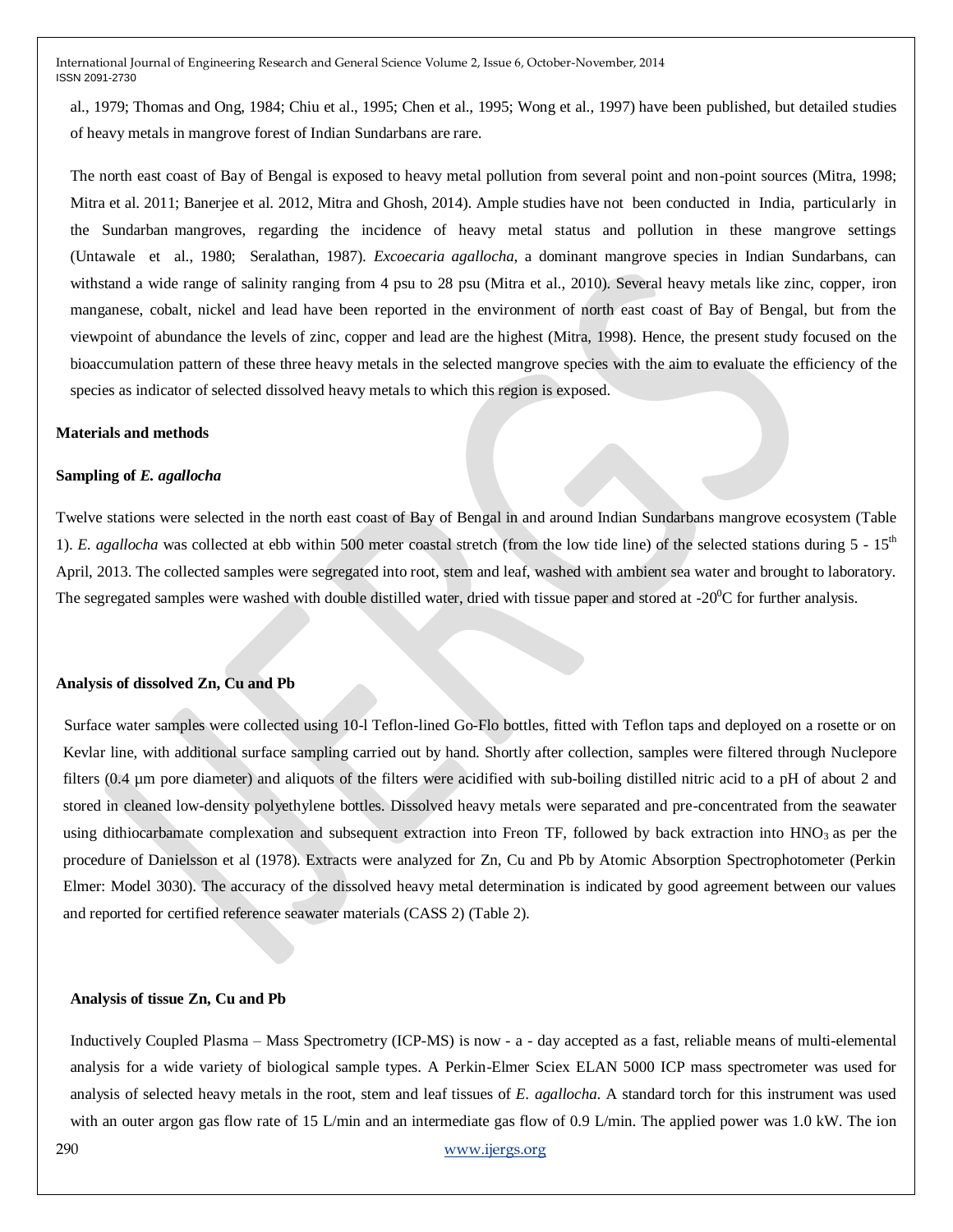al., 1979; Thomas and Ong, 1984; Chiu et al., 1995; Chen et al., 1995; Wong et al., 1997) have been published, but detailed studies of heavy metals in mangrove forest of Indian Sundarbans are rare.

The north east coast of Bay of Bengal is exposed to heavy metal pollution from several point and non-point sources (Mitra, 1998; Mitra et al. 2011; Banerjee et al. 2012, Mitra and Ghosh, 2014). Ample studies have not been conducted in India, particularly in the Sundarban mangroves, regarding the incidence of heavy metal status and pollution in these mangrove settings (Untawale et al., 1980; Seralathan, 1987). *Excoecaria agallocha,* a dominant mangrove species in Indian Sundarbans, can withstand a wide range of salinity ranging from 4 psu to 28 psu (Mitra et al., 2010). Several heavy metals like zinc, copper, iron manganese, cobalt, nickel and lead have been reported in the environment of north east coast of Bay of Bengal, but from the viewpoint of abundance the levels of zinc, copper and lead are the highest (Mitra, 1998). Hence, the present study focused on the bioaccumulation pattern of these three heavy metals in the selected mangrove species with the aim to evaluate the efficiency of the species as indicator of selected dissolved heavy metals to which this region is exposed.

## Materials and methods

### Sampling of *E. agallocha*

Twelve stations were selected in the north east coast of Bay of Bengal in and around Indian Sundarbans mangrove ecosystem (Table 1). *E. agallocha* was collected at ebb within 500 meter coastal stretch (from the low tide line) of the selected stations during 5 - 15$^{th}$ April, 2013. The collected samples were segregated into root, stem and leaf, washed with ambient sea water and brought to laboratory. The segregated samples were washed with double distilled water, dried with tissue paper and stored at -20$^0$C for further analysis.

### Analysis of dissolved Zn, Cu and Pb

Surface water samples were collected using 10-l Teflon-lined Go-Flo bottles, fitted with Teflon taps and deployed on a rosette or on Kevlar line, with additional surface sampling carried out by hand. Shortly after collection, samples were filtered through Nuclepore filters (0.4 µm pore diameter) and aliquots of the filters were acidified with sub-boiling distilled nitric acid to a pH of about 2 and stored in cleaned low-density polyethylene bottles. Dissolved heavy metals were separated and pre-concentrated from the seawater using dithiocarbamate complexation and subsequent extraction into Freon TF, followed by back extraction into $HNO_3$ as per the procedure of Danielsson et al (1978). Extracts were analyzed for Zn, Cu and Pb by Atomic Absorption Spectrophotometer (Perkin Elmer: Model 3030). The accuracy of the dissolved heavy metal determination is indicated by good agreement between our values and reported for certified reference seawater materials (CASS 2) (Table 2).

### Analysis of tissue Zn, Cu and Pb

Inductively Coupled Plasma – Mass Spectrometry (ICP-MS) is now - a - day accepted as a fast, reliable means of multi-elemental analysis for a wide variety of biological sample types. A Perkin-Elmer Sciex ELAN 5000 ICP mass spectrometer was used for analysis of selected heavy metals in the root, stem and leaf tissues of *E. agallocha.* A standard torch for this instrument was used with an outer argon gas flow rate of 15 L/min and an intermediate gas flow of 0.9 L/min. The applied power was 1.0 kW. The ion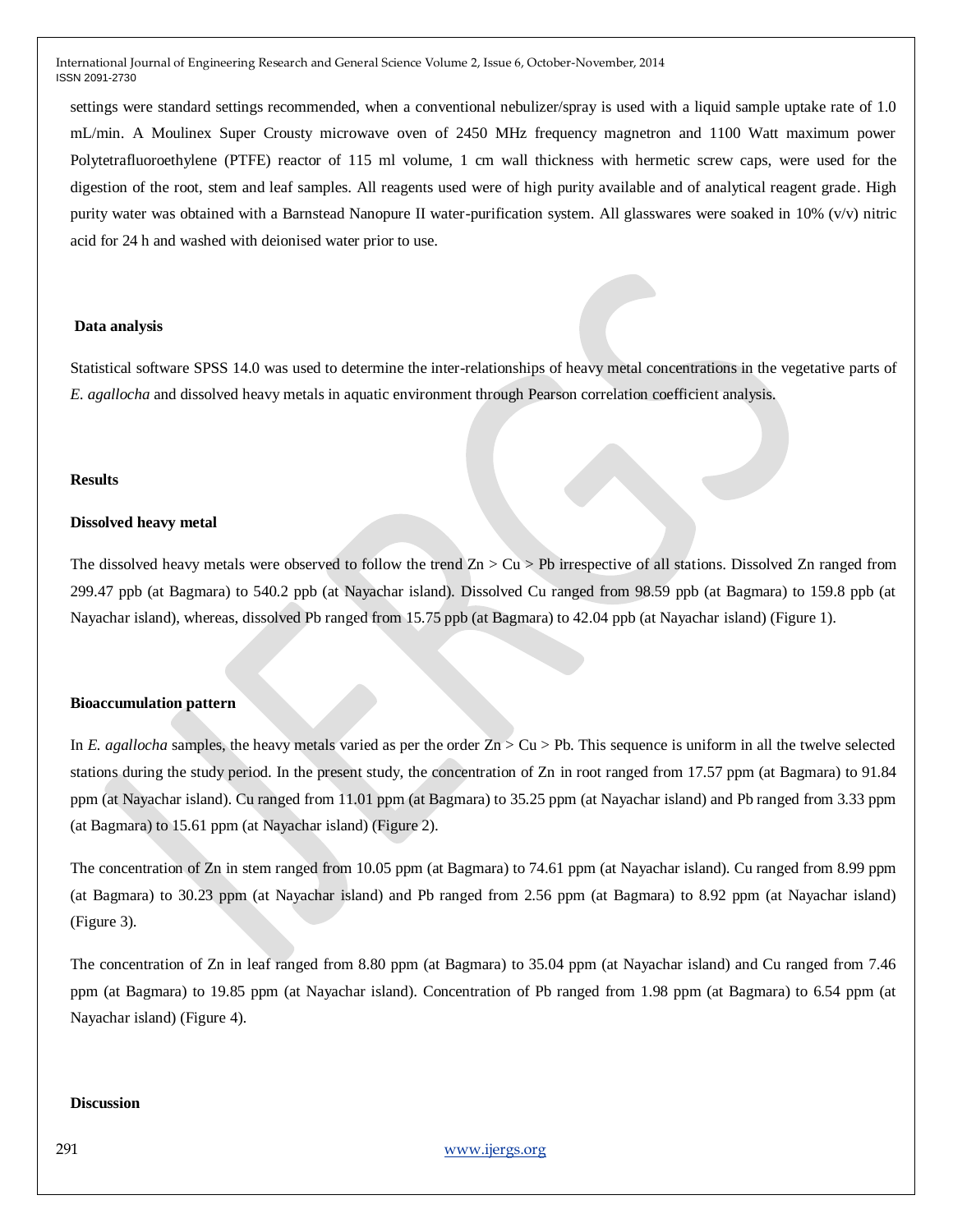settings were standard settings recommended, when a conventional nebulizer/spray is used with a liquid sample uptake rate of 1.0 mL/min. A Moulinex Super Crousty microwave oven of 2450 MHz frequency magnetron and 1100 Watt maximum power Polytetrafluoroethylene (PTFE) reactor of 115 ml volume, 1 cm wall thickness with hermetic screw caps, were used for the digestion of the root, stem and leaf samples. All reagents used were of high purity available and of analytical reagent grade. High purity water was obtained with a Barnstead Nanopure II water-purification system. All glasswares were soaked in 10% (v/v) nitric acid for 24 h and washed with deionised water prior to use.

### Data analysis

Statistical software SPSS 14.0 was used to determine the inter-relationships of heavy metal concentrations in the vegetative parts of *E. agallocha* and dissolved heavy metals in aquatic environment through Pearson correlation coefficient analysis.

## Results

### Dissolved heavy metal

The dissolved heavy metals were observed to follow the trend Zn > Cu > Pb irrespective of all stations. Dissolved Zn ranged from 299.47 ppb (at Bagmara) to 540.2 ppb (at Nayachar island). Dissolved Cu ranged from 98.59 ppb (at Bagmara) to 159.8 ppb (at Nayachar island), whereas, dissolved Pb ranged from 15.75 ppb (at Bagmara) to 42.04 ppb (at Nayachar island) (Figure 1).

### Bioaccumulation pattern

In *E. agallocha* samples, the heavy metals varied as per the order Zn > Cu > Pb. This sequence is uniform in all the twelve selected stations during the study period. In the present study, the concentration of Zn in root ranged from 17.57 ppm (at Bagmara) to 91.84 ppm (at Nayachar island). Cu ranged from 11.01 ppm (at Bagmara) to 35.25 ppm (at Nayachar island) and Pb ranged from 3.33 ppm (at Bagmara) to 15.61 ppm (at Nayachar island) (Figure 2).

The concentration of Zn in stem ranged from 10.05 ppm (at Bagmara) to 74.61 ppm (at Nayachar island). Cu ranged from 8.99 ppm (at Bagmara) to 30.23 ppm (at Nayachar island) and Pb ranged from 2.56 ppm (at Bagmara) to 8.92 ppm (at Nayachar island) (Figure 3).

The concentration of Zn in leaf ranged from 8.80 ppm (at Bagmara) to 35.04 ppm (at Nayachar island) and Cu ranged from 7.46 ppm (at Bagmara) to 19.85 ppm (at Nayachar island). Concentration of Pb ranged from 1.98 ppm (at Bagmara) to 6.54 ppm (at Nayachar island) (Figure 4).

## Discussion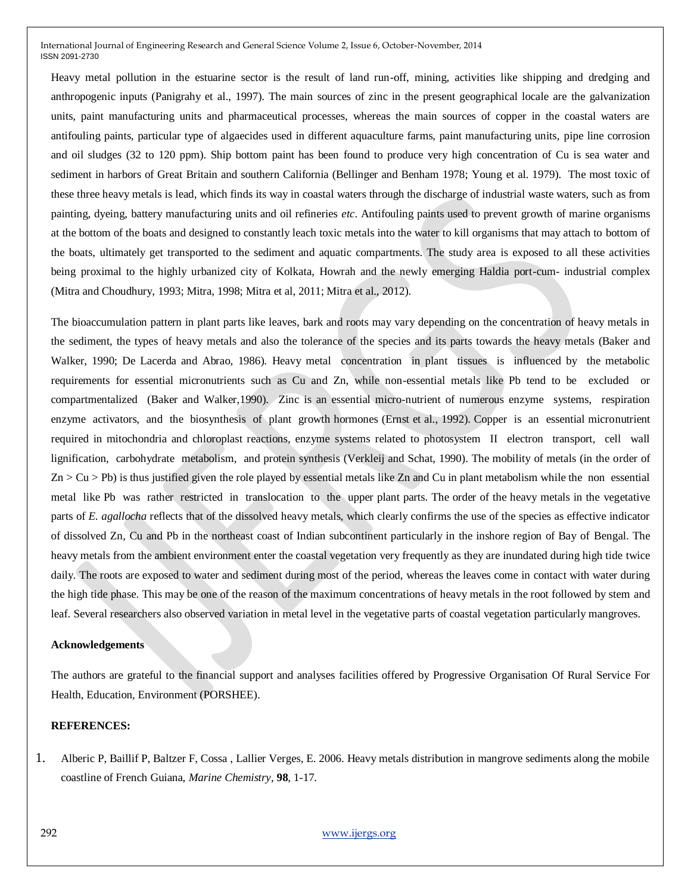Heavy metal pollution in the estuarine sector is the result of land run-off, mining, activities like shipping and dredging and anthropogenic inputs (Panigrahy et al., 1997). The main sources of zinc in the present geographical locale are the galvanization units, paint manufacturing units and pharmaceutical processes, whereas the main sources of copper in the coastal waters are antifouling paints, particular type of algaecides used in different aquaculture farms, paint manufacturing units, pipe line corrosion and oil sludges (32 to 120 ppm). Ship bottom paint has been found to produce very high concentration of Cu is sea water and sediment in harbors of Great Britain and southern California (Bellinger and Benham 1978; Young et al. 1979). The most toxic of these three heavy metals is lead, which finds its way in coastal waters through the discharge of industrial waste waters, such as from painting, dyeing, battery manufacturing units and oil refineries *etc*. Antifouling paints used to prevent growth of marine organisms at the bottom of the boats and designed to constantly leach toxic metals into the water to kill organisms that may attach to bottom of the boats, ultimately get transported to the sediment and aquatic compartments. The study area is exposed to all these activities being proximal to the highly urbanized city of Kolkata, Howrah and the newly emerging Haldia port-cum- industrial complex (Mitra and Choudhury, 1993; Mitra, 1998; Mitra et al, 2011; Mitra et al., 2012).

The bioaccumulation pattern in plant parts like leaves, bark and roots may vary depending on the concentration of heavy metals in the sediment, the types of heavy metals and also the tolerance of the species and its parts towards the heavy metals (Baker and Walker, 1990; De Lacerda and Abrao, 1986). Heavy metal concentration in plant tissues is influenced by the metabolic requirements for essential micronutrients such as Cu and Zn, while non-essential metals like Pb tend to be excluded or compartmentalized (Baker and Walker,1990). Zinc is an essential micro-nutrient of numerous enzyme systems, respiration enzyme activators, and the biosynthesis of plant growth hormones (Ernst et al., 1992). Copper is an essential micronutrient required in mitochondria and chloroplast reactions, enzyme systems related to photosystem II electron transport, cell wall lignification, carbohydrate metabolism, and protein synthesis (Verkleij and Schat, 1990). The mobility of metals (in the order of Zn > Cu > Pb) is thus justified given the role played by essential metals like Zn and Cu in plant metabolism while the non essential metal like Pb was rather restricted in translocation to the upper plant parts. The order of the heavy metals in the vegetative parts of *E. agallocha* reflects that of the dissolved heavy metals, which clearly confirms the use of the species as effective indicator of dissolved Zn, Cu and Pb in the northeast coast of Indian subcontinent particularly in the inshore region of Bay of Bengal. The heavy metals from the ambient environment enter the coastal vegetation very frequently as they are inundated during high tide twice daily. The roots are exposed to water and sediment during most of the period, whereas the leaves come in contact with water during the high tide phase. This may be one of the reason of the maximum concentrations of heavy metals in the root followed by stem and leaf. Several researchers also observed variation in metal level in the vegetative parts of coastal vegetation particularly mangroves.

**Acknowledgements**

The authors are grateful to the financial support and analyses facilities offered by Progressive Organisation Of Rural Service For Health, Education, Environment (PORSHEE).

**REFERENCES:**

1. Alberic P, Baillif P, Baltzer F, Cossa , Lallier Verges, E. 2006. Heavy metals distribution in mangrove sediments along the mobile coastline of French Guiana, *Marine Chemistry*, **98**, 1-17.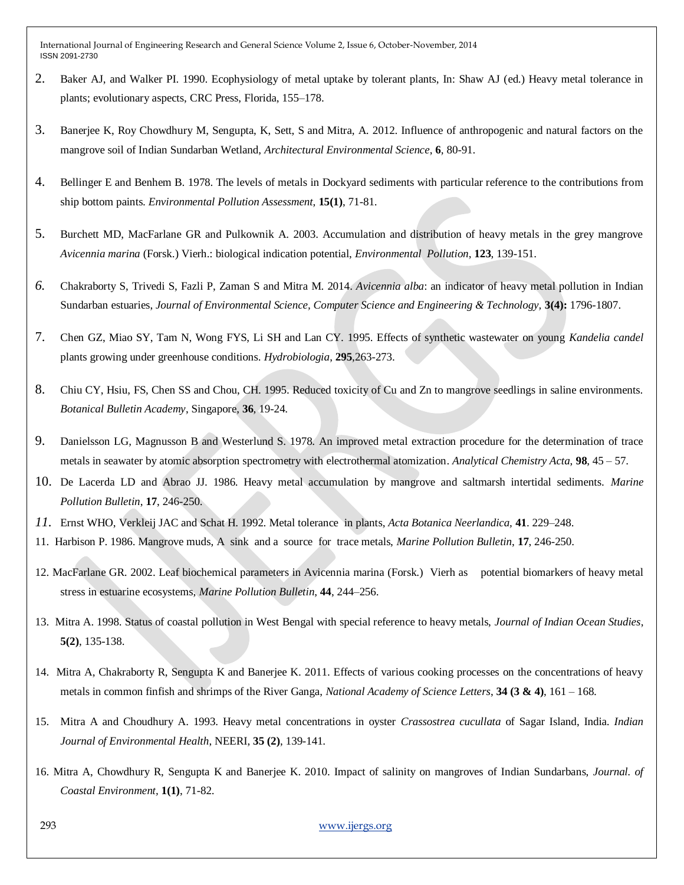2. Baker AJ, and Walker PI. 1990. Ecophysiology of metal uptake by tolerant plants, In: Shaw AJ (ed.) Heavy metal tolerance in plants; evolutionary aspects, CRC Press, Florida, 155–178.

3. Banerjee K, Roy Chowdhury M, Sengupta, K, Sett, S and Mitra, A. 2012. Influence of anthropogenic and natural factors on the mangrove soil of Indian Sundarban Wetland, *Architectural Environmental Science*, **6**, 80-91.

4. Bellinger E and Benhem B. 1978. The levels of metals in Dockyard sediments with particular reference to the contributions from ship bottom paints. *Environmental Pollution Assessment*, **15(1)**, 71-81.

5. Burchett MD, MacFarlane GR and Pulkownik A. 2003. Accumulation and distribution of heavy metals in the grey mangrove *Avicennia marina* (Forsk.) Vierh.: biological indication potential, *Environmental Pollution*, **123**, 139-151.

6. Chakraborty S, Trivedi S, Fazli P, Zaman S and Mitra M. 2014. *Avicennia alba*: an indicator of heavy metal pollution in Indian Sundarban estuaries, *Journal of Environmental Science, Computer Science and Engineering & Technology*, **3(4):** 1796-1807.

7. Chen GZ, Miao SY, Tam N, Wong FYS, Li SH and Lan CY. 1995. Effects of synthetic wastewater on young *Kandelia candel* plants growing under greenhouse conditions. *Hydrobiologia*, **295**,263-273.

8. Chiu CY, Hsiu, FS, Chen SS and Chou, CH. 1995. Reduced toxicity of Cu and Zn to mangrove seedlings in saline environments. *Botanical Bulletin Academy*, Singapore, **36**, 19-24.

9. Danielsson LG, Magnusson B and Westerlund S. 1978. An improved metal extraction procedure for the determination of trace metals in seawater by atomic absorption spectrometry with electrothermal atomization. *Analytical Chemistry Acta*, **98**, 45 – 57.

10. De Lacerda LD and Abrao JJ. 1986. Heavy metal accumulation by mangrove and saltmarsh intertidal sediments. *Marine Pollution Bulletin*, **17**, 246-250.

11. Ernst WHO, Verkleij JAC and Schat H. 1992. Metal tolerance in plants, *Acta Botanica Neerlandica*, **41**. 229–248.

11. Harbison P. 1986. Mangrove muds, A sink and a source for trace metals, *Marine Pollution Bulletin*, **17**, 246-250.

12. MacFarlane GR. 2002. Leaf biochemical parameters in Avicennia marina (Forsk.) Vierh as potential biomarkers of heavy metal stress in estuarine ecosystems, *Marine Pollution Bulletin*, **44**, 244–256.

13. Mitra A. 1998. Status of coastal pollution in West Bengal with special reference to heavy metals, *Journal of Indian Ocean Studies*, **5(2)**, 135-138.

14. Mitra A, Chakraborty R, Sengupta K and Banerjee K. 2011. Effects of various cooking processes on the concentrations of heavy metals in common finfish and shrimps of the River Ganga, *National Academy of Science Letters*, **34 (3 & 4)**, 161 – 168.

15. Mitra A and Choudhury A. 1993. Heavy metal concentrations in oyster *Crassostrea cucullata* of Sagar Island, India. *Indian Journal of Environmental Health*, NEERI, **35 (2)**, 139-141.

16. Mitra A, Chowdhury R, Sengupta K and Banerjee K. 2010. Impact of salinity on mangroves of Indian Sundarbans, *Journal. of Coastal Environment*, **1(1)**, 71-82.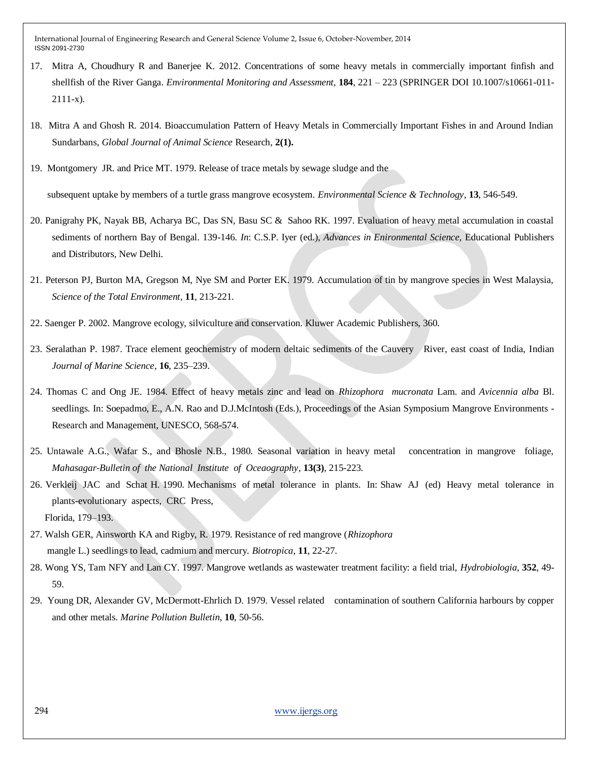17. Mitra A, Choudhury R and Banerjee K. 2012. Concentrations of some heavy metals in commercially important finfish and shellfish of the River Ganga. *Environmental Monitoring and Assessment*, **184**, 221 – 223 (SPRINGER DOI 10.1007/s10661-011-2111-x).

18. Mitra A and Ghosh R. 2014. Bioaccumulation Pattern of Heavy Metals in Commercially Important Fishes in and Around Indian Sundarbans, *Global Journal of Animal Science* Research, **2(1).**

19. Montgomery JR. and Price MT. 1979. Release of trace metals by sewage sludge and the subsequent uptake by members of a turtle grass mangrove ecosystem. *Environmental Science & Technology*, **13**, 546-549.

20. Panigrahy PK, Nayak BB, Acharya BC, Das SN, Basu SC & Sahoo RK. 1997. Evaluation of heavy metal accumulation in coastal sediments of northern Bay of Bengal. 139-146. *In*: C.S.P. Iyer (ed.), *Advances in Enironmental Science*, Educational Publishers and Distributors, New Delhi.

21. Peterson PJ, Burton MA, Gregson M, Nye SM and Porter EK. 1979. Accumulation of tin by mangrove species in West Malaysia, *Science of the Total Environment*, **11**, 213-221.

22. Saenger P. 2002. Mangrove ecology, silviculture and conservation. Kluwer Academic Publishers, 360.

23. Seralathan P. 1987. Trace element geochemistry of modern deltaic sediments of the Cauvery River, east coast of India, Indian *Journal of Marine Science*, **16**, 235–239.

24. Thomas C and Ong JE. 1984. Effect of heavy metals zinc and lead on *Rhizophora mucronata* Lam. and *Avicennia alba* Bl. seedlings. In: Soepadmo, E., A.N. Rao and D.J.McIntosh (Eds.), Proceedings of the Asian Symposium Mangrove Environments - Research and Management, UNESCO, 568-574.

25. Untawale A.G., Wafar S., and Bhosle N.B., 1980. Seasonal variation in heavy metal concentration in mangrove foliage, *Mahasagar-Bulletin of the National Institute of Oceaography*, **13(3)**, 215-223.

26. Verkleij JAC and Schat H. 1990. Mechanisms of metal tolerance in plants. In: Shaw AJ (ed) Heavy metal tolerance in plants-evolutionary aspects, CRC Press, Florida, 179–193.

27. Walsh GER, Ainsworth KA and Rigby, R. 1979. Resistance of red mangrove (*Rhizophora* mangle L.) seedlings to lead, cadmium and mercury. *Biotropica*, **11**, 22-27.

28. Wong YS, Tam NFY and Lan CY. 1997. Mangrove wetlands as wastewater treatment facility: a field trial, *Hydrobiologia*, **352**, 49-59.

29. Young DR, Alexander GV, McDermott-Ehrlich D. 1979. Vessel related contamination of southern California harbours by copper and other metals. *Marine Pollution Bulletin*, **10**, 50-56.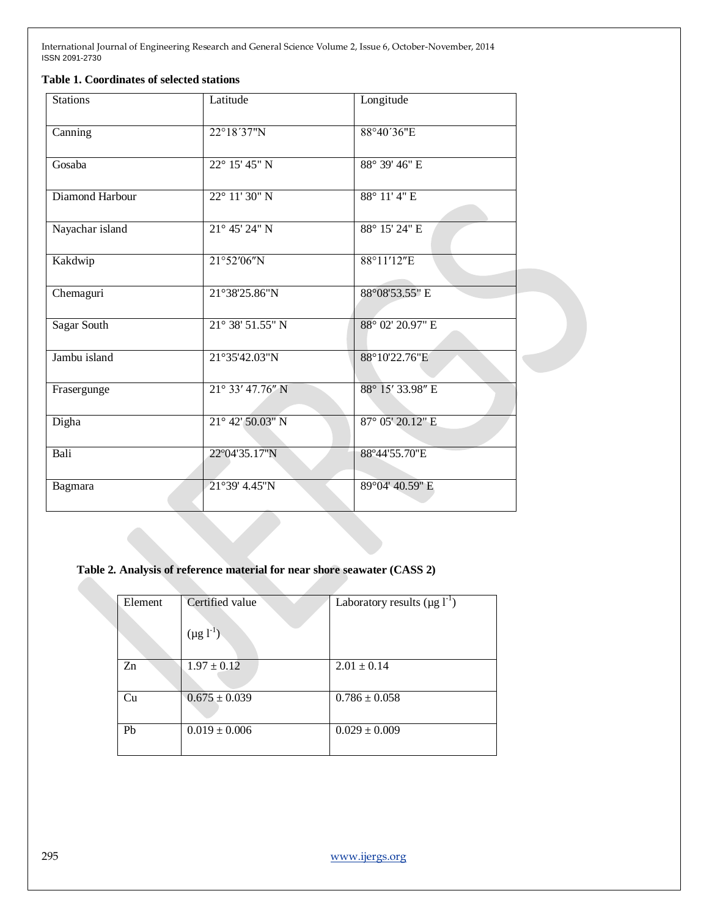**Table 1. Coordinates of selected stations**

| Stations | Latitude | Longitude |
|---|---|---|
| Canning | 22°18´37"N | 88°40´36"E |
| Gosaba | 22° 15' 45" N | 88° 39' 46" E |
| Diamond Harbour | 22° 11' 30" N | 88° 11' 4" E |
| Nayachar island | 21° 45' 24" N | 88° 15' 24" E |
| Kakdwip | 21°52′06″N | 88°11′12″E |
| Chemaguri | 21°38'25.86"N | 88°08'53.55" E |
| Sagar South | 21° 38' 51.55" N | 88° 02' 20.97" E |
| Jambu island | 21°35'42.03"N | 88°10'22.76"E |
| Frasergunge | 21° 33′ 47.76″ N | 88° 15′ 33.98″ E |
| Digha | 21° 42' 50.03" N | 87° 05' 20.12" E |
| Bali | 22º04'35.17"N | 88º44'55.70"E |
| Bagmara | 21°39' 4.45"N | 89°04' 40.59" E |

**Table 2. Analysis of reference material for near shore seawater (CASS 2)**

| Element | Certified value ($\mu g\ l^{-1}$) | Laboratory results ($\mu g\ l^{-1}$) |
|---|---|---|
| Zn | 1.97 ± 0.12 | 2.01 ± 0.14 |
| Cu | 0.675 ± 0.039 | 0.786 ± 0.058 |
| Pb | 0.019 ± 0.006 | 0.029 ± 0.009 |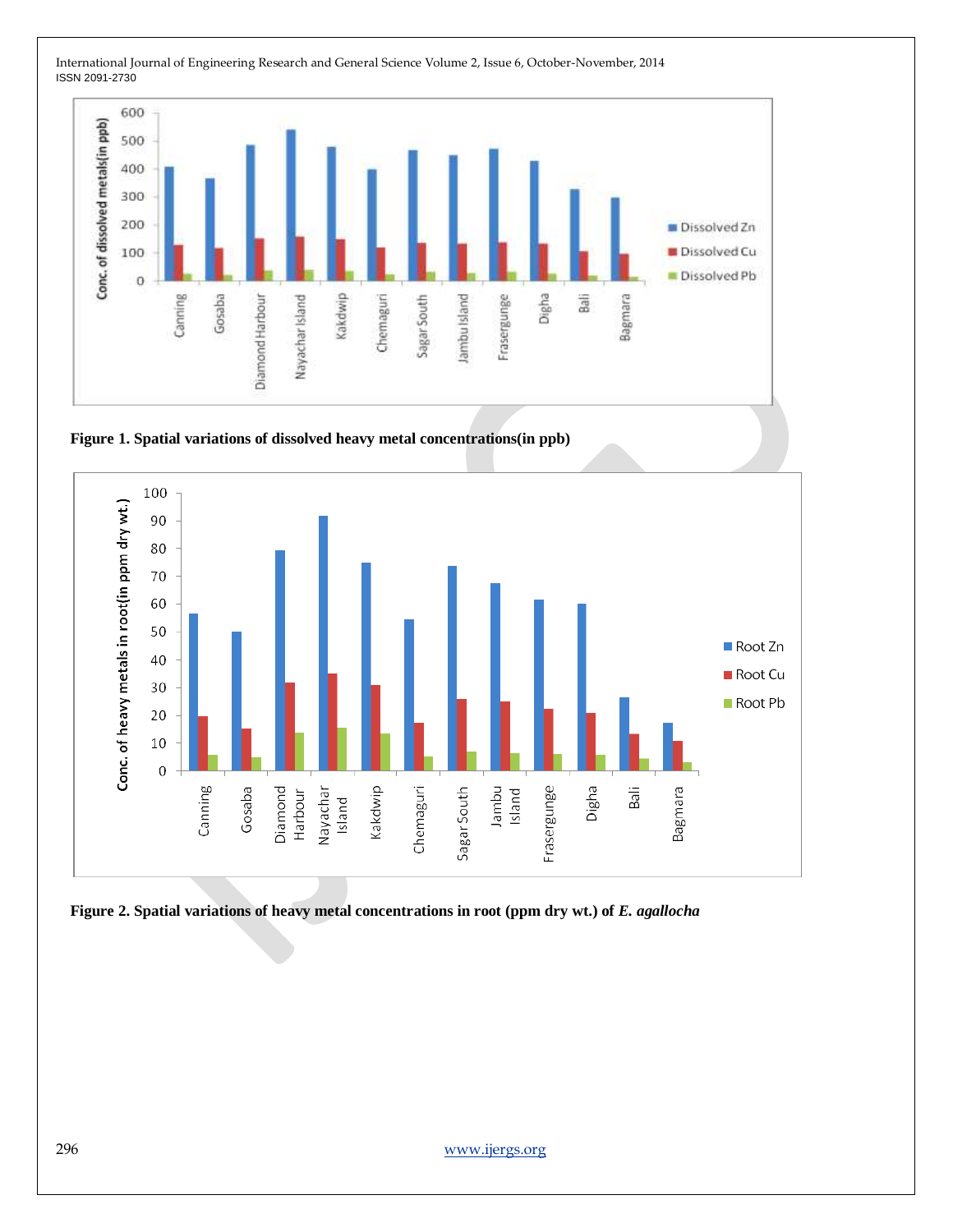**Figure 1. Spatial variations of dissolved heavy metal concentrations(in ppb)**

**Figure 2. Spatial variations of heavy metal concentrations in root (ppm dry wt.) of *E. agallocha***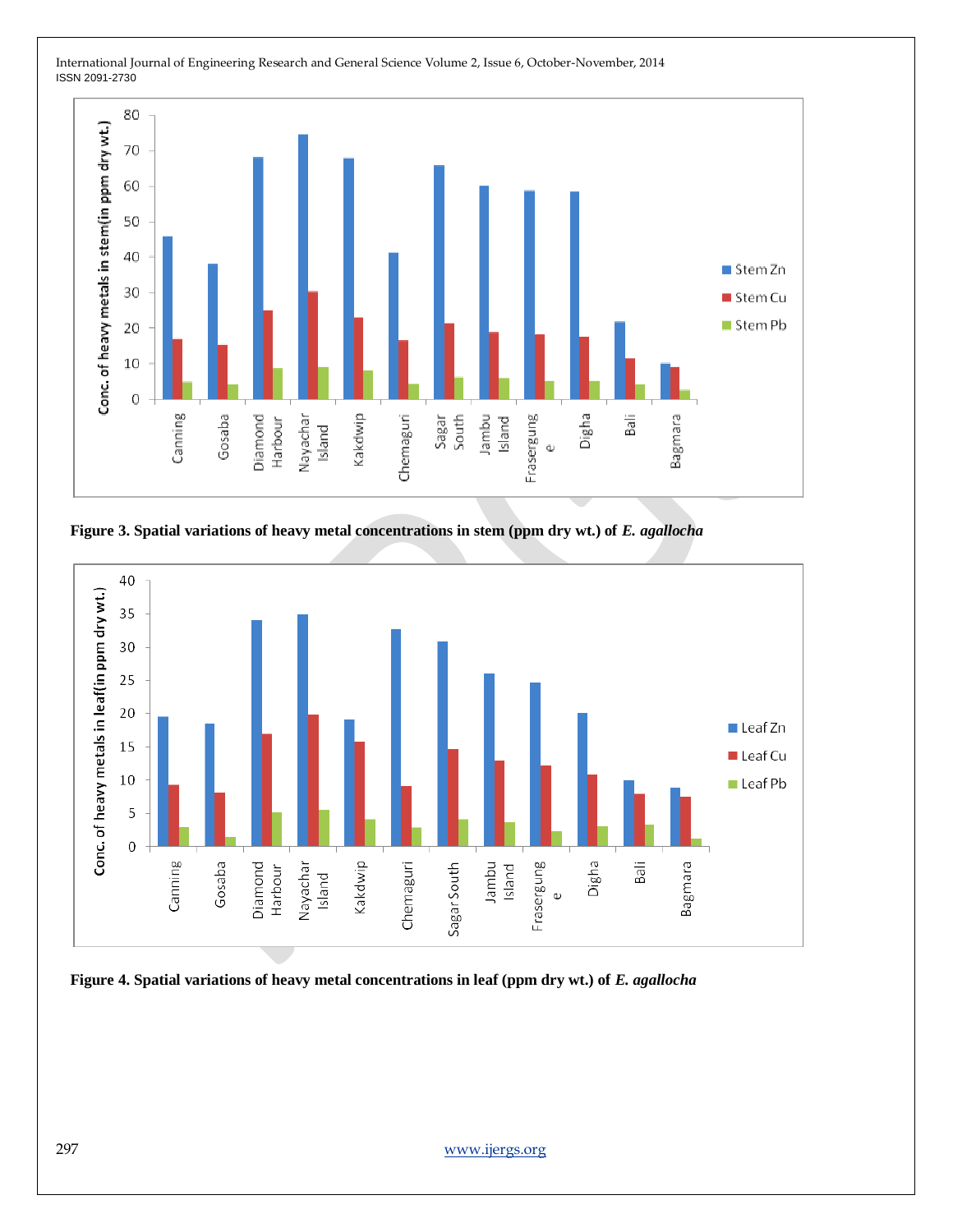Figure 3. Spatial variations of heavy metal concentrations in stem (ppm dry wt.) of *E. agallocha*

Figure 4. Spatial variations of heavy metal concentrations in leaf (ppm dry wt.) of *E. agallocha*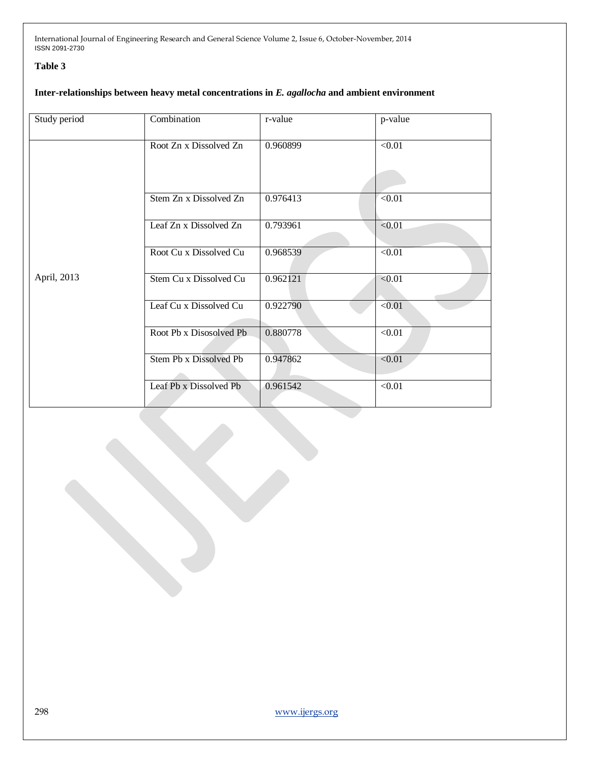**Table 3**

**Inter-relationships between heavy metal concentrations in *E. agallocha* and ambient environment**

| Study period | Combination | r-value | p-value |
|---|---|---|---|
| April, 2013 | Root Zn x Dissolved Zn | 0.960899 | <0.01 |
| | Stem Zn x Dissolved Zn | 0.976413 | <0.01 |
| | Leaf Zn x Dissolved Zn | 0.793961 | <0.01 |
| | Root Cu x Dissolved Cu | 0.968539 | <0.01 |
| | Stem Cu x Dissolved Cu | 0.962121 | <0.01 |
| | Leaf Cu x Dissolved Cu | 0.922790 | <0.01 |
| | Root Pb x Disosolved Pb | 0.880778 | <0.01 |
| | Stem Pb x Dissolved Pb | 0.947862 | <0.01 |
| | Leaf Pb x Dissolved Pb | 0.961542 | <0.01 |